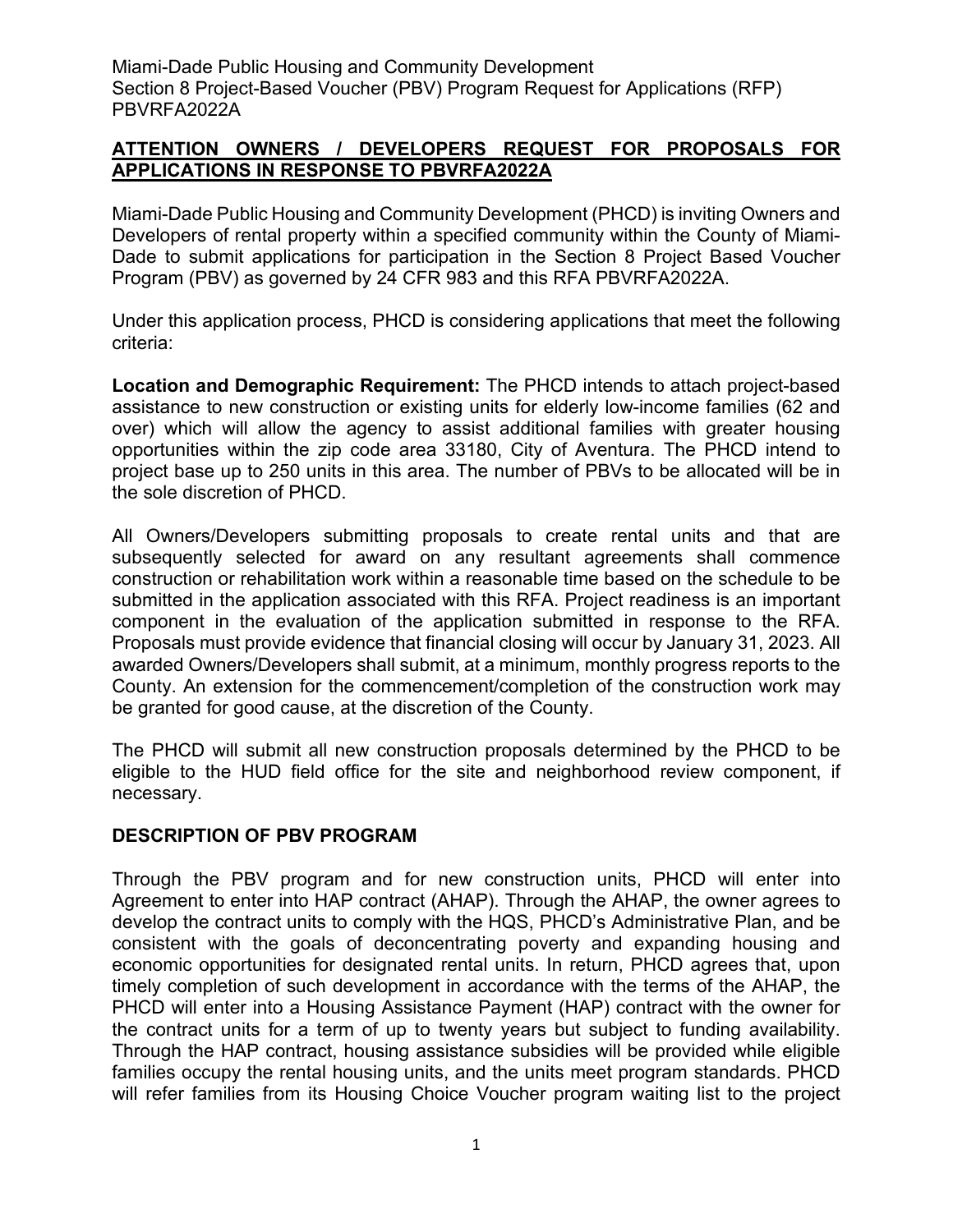Miami-Dade Public Housing and Community Development
Section 8 Project-Based Voucher (PBV) Program Request for Applications (RFP)
PBVRFA2022A

## ATTENTION OWNERS / DEVELOPERS REQUEST FOR PROPOSALS FOR APPLICATIONS IN RESPONSE TO PBVRFA2022A

Miami-Dade Public Housing and Community Development (PHCD) is inviting Owners and Developers of rental property within a specified community within the County of Miami-Dade to submit applications for participation in the Section 8 Project Based Voucher Program (PBV) as governed by 24 CFR 983 and this RFA PBVRFA2022A.

Under this application process, PHCD is considering applications that meet the following criteria:

**Location and Demographic Requirement:** The PHCD intends to attach project-based assistance to new construction or existing units for elderly low-income families (62 and over) which will allow the agency to assist additional families with greater housing opportunities within the zip code area 33180, City of Aventura. The PHCD intend to project base up to 250 units in this area. The number of PBVs to be allocated will be in the sole discretion of PHCD.

All Owners/Developers submitting proposals to create rental units and that are subsequently selected for award on any resultant agreements shall commence construction or rehabilitation work within a reasonable time based on the schedule to be submitted in the application associated with this RFA. Project readiness is an important component in the evaluation of the application submitted in response to the RFA. Proposals must provide evidence that financial closing will occur by January 31, 2023. All awarded Owners/Developers shall submit, at a minimum, monthly progress reports to the County. An extension for the commencement/completion of the construction work may be granted for good cause, at the discretion of the County.

The PHCD will submit all new construction proposals determined by the PHCD to be eligible to the HUD field office for the site and neighborhood review component, if necessary.

## DESCRIPTION OF PBV PROGRAM

Through the PBV program and for new construction units, PHCD will enter into Agreement to enter into HAP contract (AHAP). Through the AHAP, the owner agrees to develop the contract units to comply with the HQS, PHCD's Administrative Plan, and be consistent with the goals of deconcentrating poverty and expanding housing and economic opportunities for designated rental units. In return, PHCD agrees that, upon timely completion of such development in accordance with the terms of the AHAP, the PHCD will enter into a Housing Assistance Payment (HAP) contract with the owner for the contract units for a term of up to twenty years but subject to funding availability. Through the HAP contract, housing assistance subsidies will be provided while eligible families occupy the rental housing units, and the units meet program standards. PHCD will refer families from its Housing Choice Voucher program waiting list to the project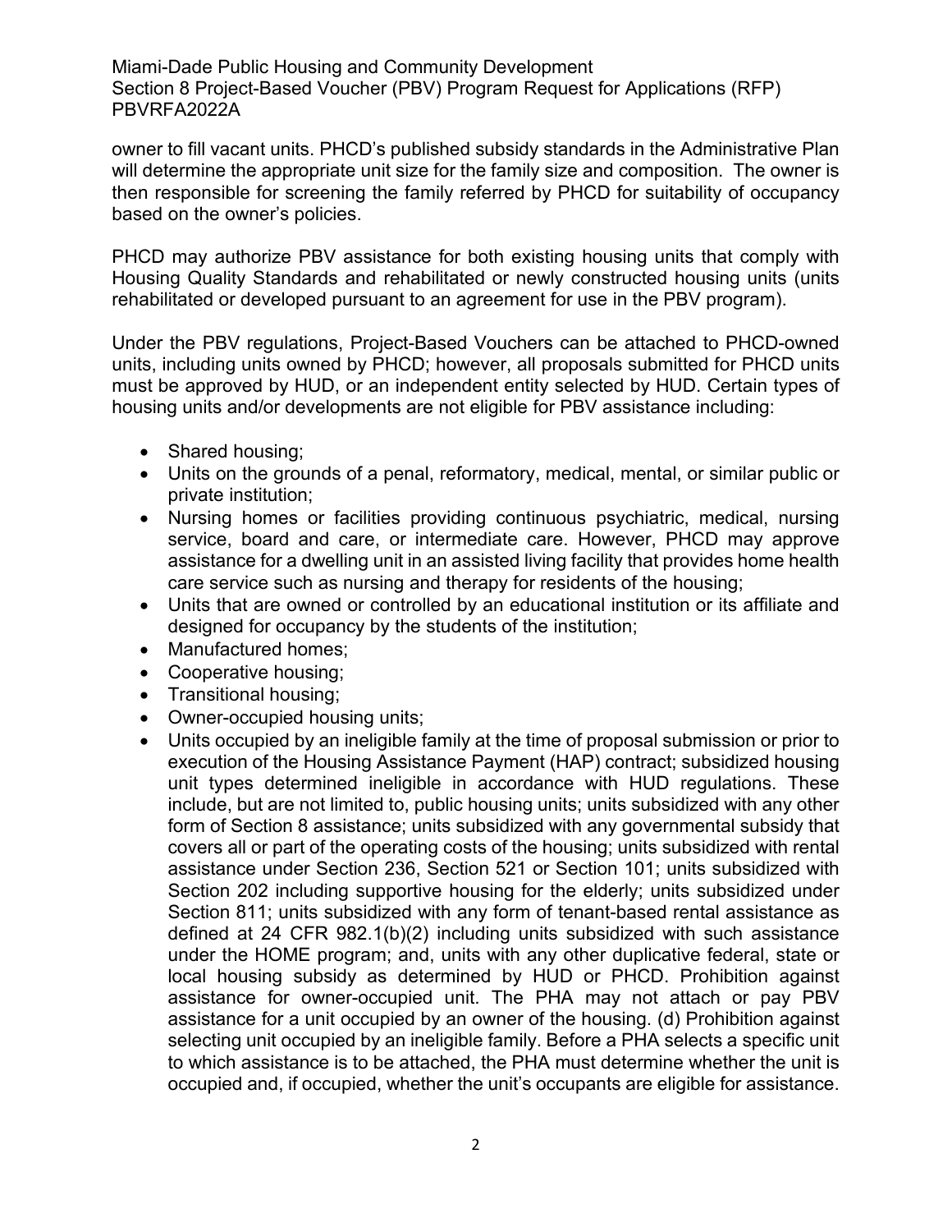owner to fill vacant units. PHCD's published subsidy standards in the Administrative Plan will determine the appropriate unit size for the family size and composition. The owner is then responsible for screening the family referred by PHCD for suitability of occupancy based on the owner's policies.

PHCD may authorize PBV assistance for both existing housing units that comply with Housing Quality Standards and rehabilitated or newly constructed housing units (units rehabilitated or developed pursuant to an agreement for use in the PBV program).

Under the PBV regulations, Project-Based Vouchers can be attached to PHCD-owned units, including units owned by PHCD; however, all proposals submitted for PHCD units must be approved by HUD, or an independent entity selected by HUD. Certain types of housing units and/or developments are not eligible for PBV assistance including:

- Shared housing;
- Units on the grounds of a penal, reformatory, medical, mental, or similar public or private institution;
- Nursing homes or facilities providing continuous psychiatric, medical, nursing service, board and care, or intermediate care. However, PHCD may approve assistance for a dwelling unit in an assisted living facility that provides home health care service such as nursing and therapy for residents of the housing;
- Units that are owned or controlled by an educational institution or its affiliate and designed for occupancy by the students of the institution;
- Manufactured homes;
- Cooperative housing;
- Transitional housing;
- Owner-occupied housing units;
- Units occupied by an ineligible family at the time of proposal submission or prior to execution of the Housing Assistance Payment (HAP) contract; subsidized housing unit types determined ineligible in accordance with HUD regulations. These include, but are not limited to, public housing units; units subsidized with any other form of Section 8 assistance; units subsidized with any governmental subsidy that covers all or part of the operating costs of the housing; units subsidized with rental assistance under Section 236, Section 521 or Section 101; units subsidized with Section 202 including supportive housing for the elderly; units subsidized under Section 811; units subsidized with any form of tenant-based rental assistance as defined at 24 CFR 982.1(b)(2) including units subsidized with such assistance under the HOME program; and, units with any other duplicative federal, state or local housing subsidy as determined by HUD or PHCD. Prohibition against assistance for owner-occupied unit. The PHA may not attach or pay PBV assistance for a unit occupied by an owner of the housing. (d) Prohibition against selecting unit occupied by an ineligible family. Before a PHA selects a specific unit to which assistance is to be attached, the PHA must determine whether the unit is occupied and, if occupied, whether the unit's occupants are eligible for assistance.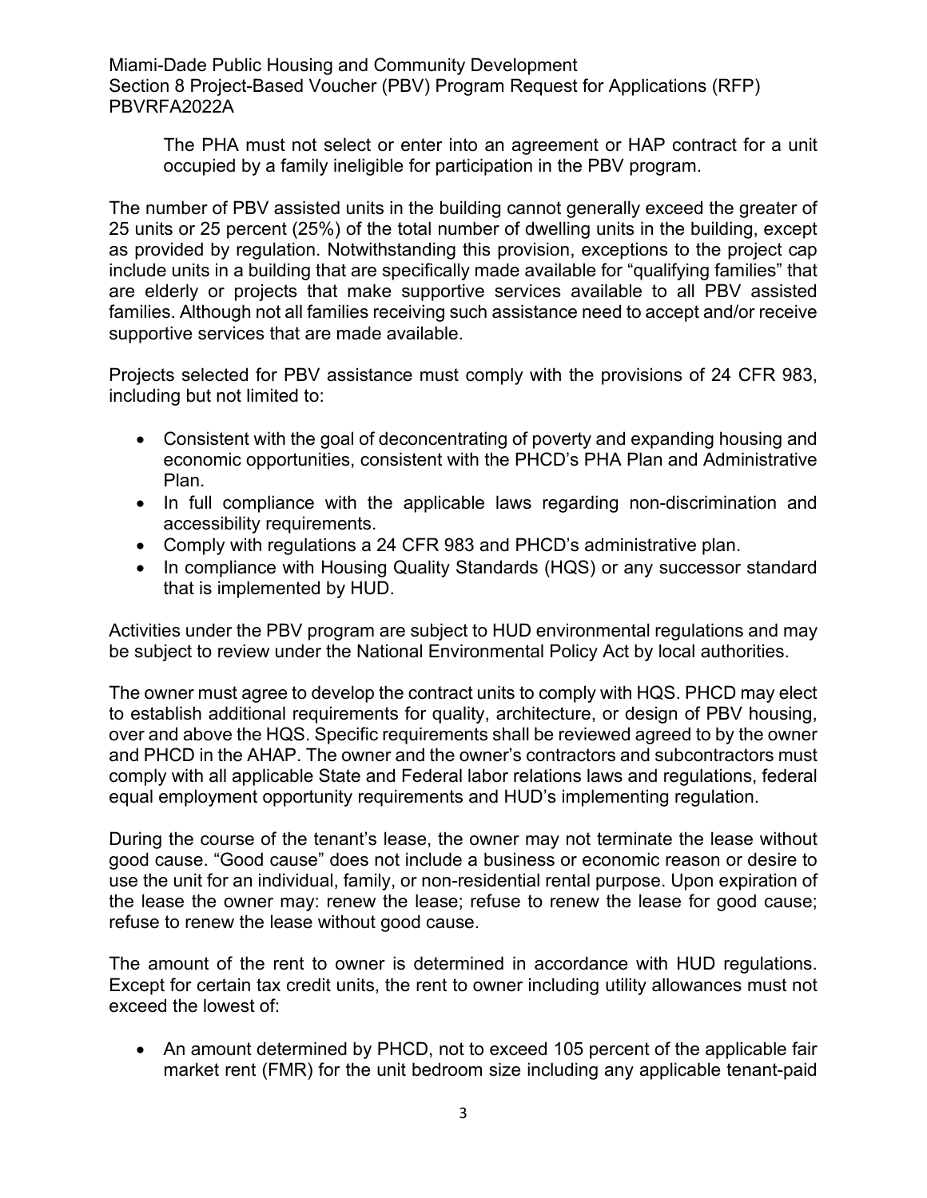The PHA must not select or enter into an agreement or HAP contract for a unit occupied by a family ineligible for participation in the PBV program.

The number of PBV assisted units in the building cannot generally exceed the greater of 25 units or 25 percent (25%) of the total number of dwelling units in the building, except as provided by regulation. Notwithstanding this provision, exceptions to the project cap include units in a building that are specifically made available for "qualifying families" that are elderly or projects that make supportive services available to all PBV assisted families. Although not all families receiving such assistance need to accept and/or receive supportive services that are made available.

Projects selected for PBV assistance must comply with the provisions of 24 CFR 983, including but not limited to:

- Consistent with the goal of deconcentrating of poverty and expanding housing and economic opportunities, consistent with the PHCD's PHA Plan and Administrative Plan.
- In full compliance with the applicable laws regarding non-discrimination and accessibility requirements.
- Comply with regulations a 24 CFR 983 and PHCD's administrative plan.
- In compliance with Housing Quality Standards (HQS) or any successor standard that is implemented by HUD.

Activities under the PBV program are subject to HUD environmental regulations and may be subject to review under the National Environmental Policy Act by local authorities.

The owner must agree to develop the contract units to comply with HQS. PHCD may elect to establish additional requirements for quality, architecture, or design of PBV housing, over and above the HQS. Specific requirements shall be reviewed agreed to by the owner and PHCD in the AHAP. The owner and the owner's contractors and subcontractors must comply with all applicable State and Federal labor relations laws and regulations, federal equal employment opportunity requirements and HUD's implementing regulation.

During the course of the tenant's lease, the owner may not terminate the lease without good cause. "Good cause" does not include a business or economic reason or desire to use the unit for an individual, family, or non-residential rental purpose. Upon expiration of the lease the owner may: renew the lease; refuse to renew the lease for good cause; refuse to renew the lease without good cause.

The amount of the rent to owner is determined in accordance with HUD regulations. Except for certain tax credit units, the rent to owner including utility allowances must not exceed the lowest of:

- An amount determined by PHCD, not to exceed 105 percent of the applicable fair market rent (FMR) for the unit bedroom size including any applicable tenant-paid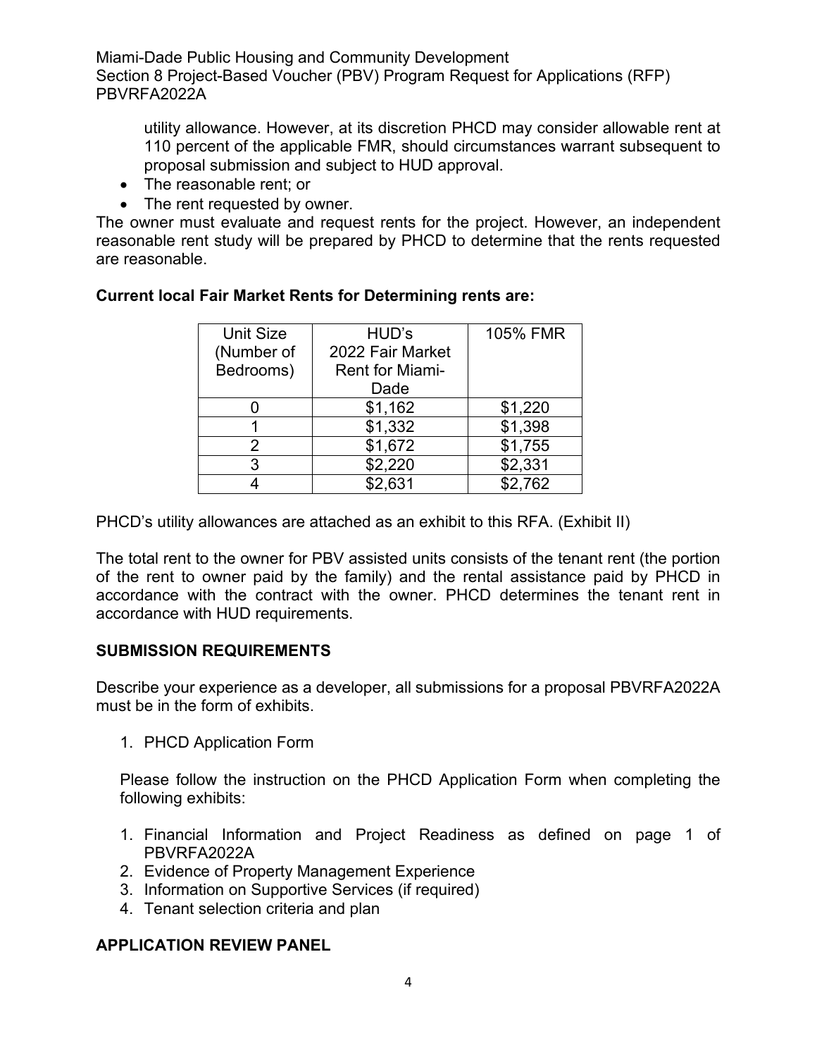utility allowance. However, at its discretion PHCD may consider allowable rent at 110 percent of the applicable FMR, should circumstances warrant subsequent to proposal submission and subject to HUD approval.

- The reasonable rent; or
- The rent requested by owner.

The owner must evaluate and request rents for the project. However, an independent reasonable rent study will be prepared by PHCD to determine that the rents requested are reasonable.

**Current local Fair Market Rents for Determining rents are:**

| Unit Size (Number of Bedrooms) | HUD's 2022 Fair Market Rent for Miami-Dade | 105% FMR |
|---|---|---|
| 0 | $1,162 | $1,220 |
| 1 | $1,332 | $1,398 |
| 2 | $1,672 | $1,755 |
| 3 | $2,220 | $2,331 |
| 4 | $2,631 | $2,762 |

PHCD's utility allowances are attached as an exhibit to this RFA. (Exhibit II)

The total rent to the owner for PBV assisted units consists of the tenant rent (the portion of the rent to owner paid by the family) and the rental assistance paid by PHCD in accordance with the contract with the owner. PHCD determines the tenant rent in accordance with HUD requirements.

## SUBMISSION REQUIREMENTS

Describe your experience as a developer, all submissions for a proposal PBVRFA2022A must be in the form of exhibits.

1. PHCD Application Form

Please follow the instruction on the PHCD Application Form when completing the following exhibits:

1. Financial Information and Project Readiness as defined on page 1 of PBVRFA2022A
2. Evidence of Property Management Experience
3. Information on Supportive Services (if required)
4. Tenant selection criteria and plan

## APPLICATION REVIEW PANEL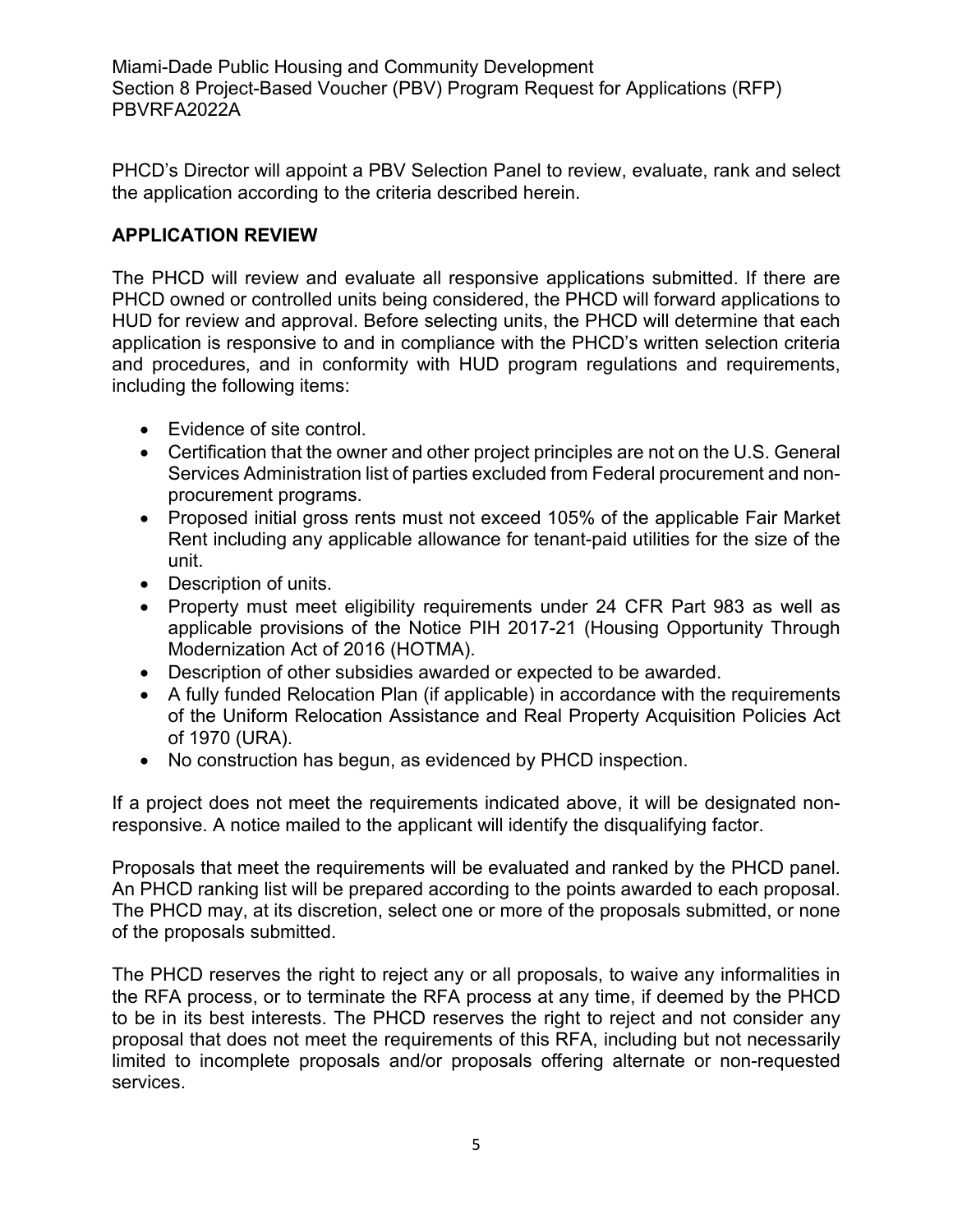PHCD's Director will appoint a PBV Selection Panel to review, evaluate, rank and select the application according to the criteria described herein.

## APPLICATION REVIEW

The PHCD will review and evaluate all responsive applications submitted. If there are PHCD owned or controlled units being considered, the PHCD will forward applications to HUD for review and approval. Before selecting units, the PHCD will determine that each application is responsive to and in compliance with the PHCD's written selection criteria and procedures, and in conformity with HUD program regulations and requirements, including the following items:

- Evidence of site control.
- Certification that the owner and other project principles are not on the U.S. General Services Administration list of parties excluded from Federal procurement and non-procurement programs.
- Proposed initial gross rents must not exceed 105% of the applicable Fair Market Rent including any applicable allowance for tenant-paid utilities for the size of the unit.
- Description of units.
- Property must meet eligibility requirements under 24 CFR Part 983 as well as applicable provisions of the Notice PIH 2017-21 (Housing Opportunity Through Modernization Act of 2016 (HOTMA).
- Description of other subsidies awarded or expected to be awarded.
- A fully funded Relocation Plan (if applicable) in accordance with the requirements of the Uniform Relocation Assistance and Real Property Acquisition Policies Act of 1970 (URA).
- No construction has begun, as evidenced by PHCD inspection.

If a project does not meet the requirements indicated above, it will be designated non-responsive. A notice mailed to the applicant will identify the disqualifying factor.

Proposals that meet the requirements will be evaluated and ranked by the PHCD panel. An PHCD ranking list will be prepared according to the points awarded to each proposal. The PHCD may, at its discretion, select one or more of the proposals submitted, or none of the proposals submitted.

The PHCD reserves the right to reject any or all proposals, to waive any informalities in the RFA process, or to terminate the RFA process at any time, if deemed by the PHCD to be in its best interests. The PHCD reserves the right to reject and not consider any proposal that does not meet the requirements of this RFA, including but not necessarily limited to incomplete proposals and/or proposals offering alternate or non-requested services.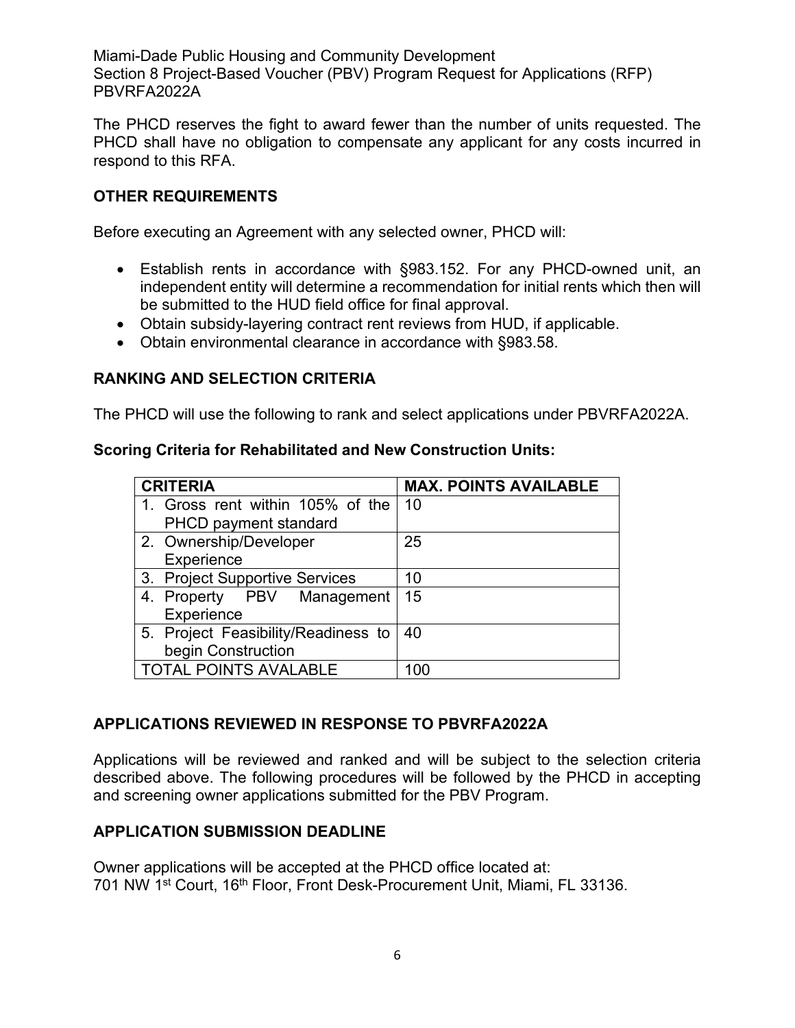The PHCD reserves the fight to award fewer than the number of units requested. The PHCD shall have no obligation to compensate any applicant for any costs incurred in respond to this RFA.

## OTHER REQUIREMENTS

Before executing an Agreement with any selected owner, PHCD will:

- Establish rents in accordance with §983.152. For any PHCD-owned unit, an independent entity will determine a recommendation for initial rents which then will be submitted to the HUD field office for final approval.
- Obtain subsidy-layering contract rent reviews from HUD, if applicable.
- Obtain environmental clearance in accordance with §983.58.

## RANKING AND SELECTION CRITERIA

The PHCD will use the following to rank and select applications under PBVRFA2022A.

### Scoring Criteria for Rehabilitated and New Construction Units:

| CRITERIA | MAX. POINTS AVAILABLE |
|---|---|
| 1. Gross rent within 105% of the PHCD payment standard | 10 |
| 2. Ownership/Developer Experience | 25 |
| 3. Project Supportive Services | 10 |
| 4. Property PBV Management Experience | 15 |
| 5. Project Feasibility/Readiness to begin Construction | 40 |
| TOTAL POINTS AVALABLE | 100 |

## APPLICATIONS REVIEWED IN RESPONSE TO PBVRFA2022A

Applications will be reviewed and ranked and will be subject to the selection criteria described above. The following procedures will be followed by the PHCD in accepting and screening owner applications submitted for the PBV Program.

## APPLICATION SUBMISSION DEADLINE

Owner applications will be accepted at the PHCD office located at:
701 NW 1st Court, 16th Floor, Front Desk-Procurement Unit, Miami, FL 33136.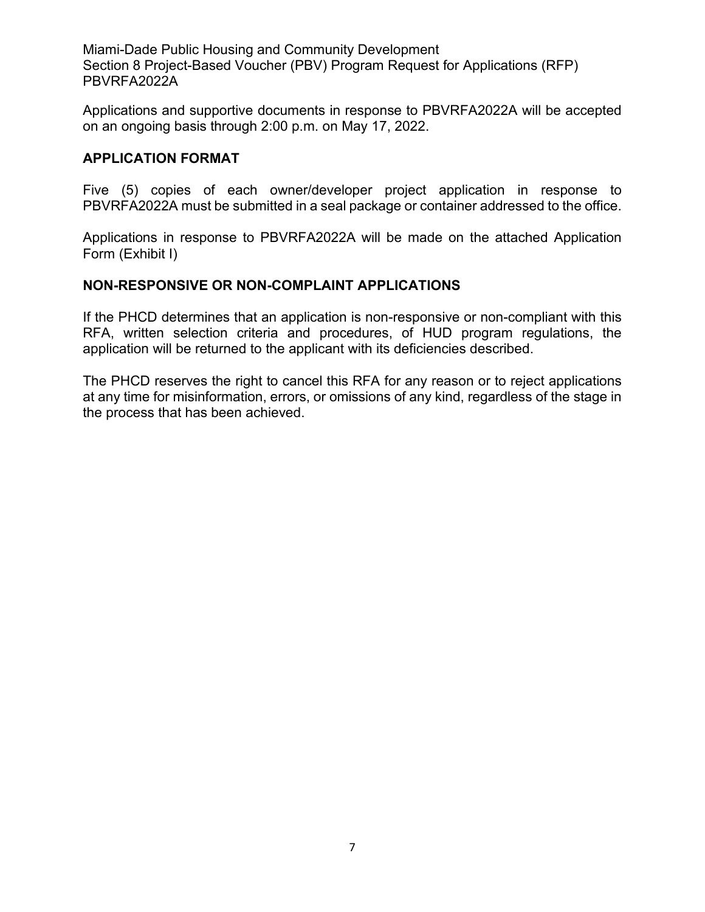Applications and supportive documents in response to PBVRFA2022A will be accepted on an ongoing basis through 2:00 p.m. on May 17, 2022.

## APPLICATION FORMAT

Five (5) copies of each owner/developer project application in response to PBVRFA2022A must be submitted in a seal package or container addressed to the office.

Applications in response to PBVRFA2022A will be made on the attached Application Form (Exhibit I)

## NON-RESPONSIVE OR NON-COMPLAINT APPLICATIONS

If the PHCD determines that an application is non-responsive or non-compliant with this RFA, written selection criteria and procedures, of HUD program regulations, the application will be returned to the applicant with its deficiencies described.

The PHCD reserves the right to cancel this RFA for any reason or to reject applications at any time for misinformation, errors, or omissions of any kind, regardless of the stage in the process that has been achieved.